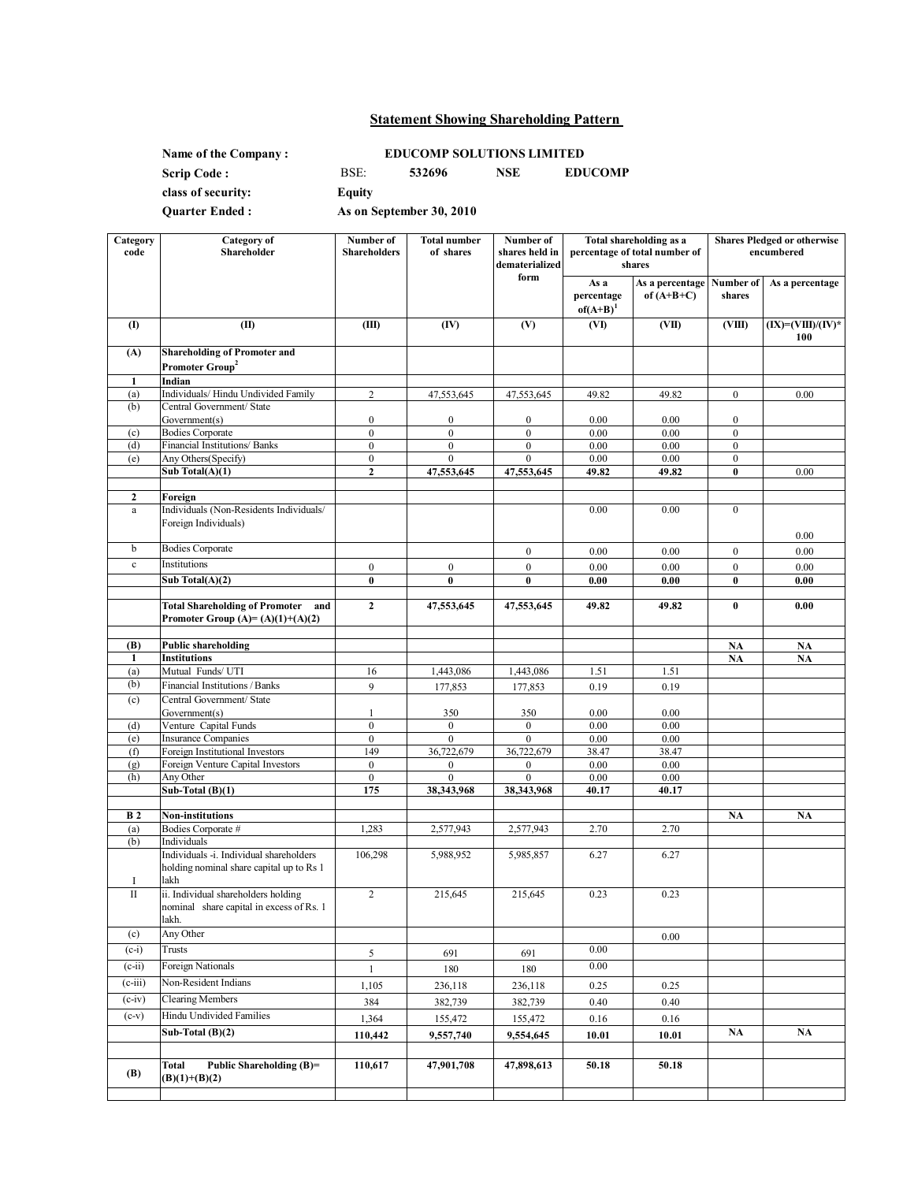## Statement Showing Shareholding Pattern

**Name of the Company :** **EDUCOMP SOLUTIONS LIMITED**

**Scrip Code :** BSE: **532696** **NSE** **EDUCOMP**

**class of security:** **Equity**

**Quarter Ended :** **As on September 30, 2010**

| Category code | Category of Shareholder | Number of Shareholders | Total number of shares | Number of shares held in dematerialized form | Total shareholding as a percentage of total number of shares | | Shares Pledged or otherwise encumbered | |
|---|---|---|---|---|---|---|---|---|
| | | | | | As a percentage of(A+B)[1] | As a percentage of (A+B+C) | Number of shares | As a percentage |
| (I) | (II) | (III) | (IV) | (V) | (VI) | (VII) | (VIII) | (IX)=(VIII)/(IV)*100 |
| **(A)** | **Shareholding of Promoter and Promoter Group[2]** | | | | | | | |
| **1** | **Indian** | | | | | | | |
| (a) | Individuals/ Hindu Undivided Family | 2 | 47,553,645 | 47,553,645 | 49.82 | 49.82 | 0 | 0.00 |
| (b) | Central Government/ State Government(s) | 0 | 0 | 0 | 0.00 | 0.00 | 0 | |
| (c) | Bodies Corporate | 0 | 0 | 0 | 0.00 | 0.00 | 0 | |
| (d) | Financial Institutions/ Banks | 0 | 0 | 0 | 0.00 | 0.00 | 0 | |
| (e) | Any Others(Specify) | 0 | 0 | 0 | 0.00 | 0.00 | 0 | |
| | **Sub Total(A)(1)** | **2** | **47,553,645** | **47,553,645** | **49.82** | **49.82** | **0** | 0.00 |
| **2** | **Foreign** | | | | | | | |
| a | Individuals (Non-Residents Individuals/ Foreign Individuals) | | | | 0.00 | 0.00 | 0 | 0.00 |
| b | Bodies Corporate | | | 0 | 0.00 | 0.00 | 0 | 0.00 |
| c | Institutions | 0 | 0 | 0 | 0.00 | 0.00 | 0 | 0.00 |
| | **Sub Total(A)(2)** | **0** | **0** | **0** | **0.00** | **0.00** | **0** | **0.00** |
| | **Total Shareholding of Promoter and Promoter Group (A)= (A)(1)+(A)(2)** | **2** | **47,553,645** | **47,553,645** | **49.82** | **49.82** | **0** | **0.00** |
| **(B)** | **Public shareholding** | | | | | | **NA** | **NA** |
| **1** | **Institutions** | | | | | | **NA** | **NA** |
| (a) | Mutual Funds/ UTI | 16 | 1,443,086 | 1,443,086 | 1.51 | 1.51 | | |
| (b) | Financial Institutions / Banks | 9 | 177,853 | 177,853 | 0.19 | 0.19 | | |
| (c) | Central Government/ State Government(s) | 1 | 350 | 350 | 0.00 | 0.00 | | |
| (d) | Venture Capital Funds | 0 | 0 | 0 | 0.00 | 0.00 | | |
| (e) | Insurance Companies | 0 | 0 | 0 | 0.00 | 0.00 | | |
| (f) | Foreign Institutional Investors | 149 | 36,722,679 | 36,722,679 | 38.47 | 38.47 | | |
| (g) | Foreign Venture Capital Investors | 0 | 0 | 0 | 0.00 | 0.00 | | |
| (h) | Any Other | 0 | 0 | 0 | 0.00 | 0.00 | | |
| | **Sub-Total (B)(1)** | **175** | **38,343,968** | **38,343,968** | **40.17** | **40.17** | | |
| **B 2** | **Non-institutions** | | | | | | **NA** | **NA** |
| (a) | Bodies Corporate # | 1,283 | 2,577,943 | 2,577,943 | 2.70 | 2.70 | | |
| (b) | Individuals | | | | | | | |
| I | Individuals -i. Individual shareholders holding nominal share capital up to Rs 1 lakh | 106,298 | 5,988,952 | 5,985,857 | 6.27 | 6.27 | | |
| II | ii. Individual shareholders holding nominal share capital in excess of Rs. 1 lakh. | 2 | 215,645 | 215,645 | 0.23 | 0.23 | | |
| (c) | Any Other | | | | | 0.00 | | |
| (c-i) | Trusts | 5 | 691 | 691 | 0.00 | | | |
| (c-ii) | Foreign Nationals | 1 | 180 | 180 | 0.00 | | | |
| (c-iii) | Non-Resident Indians | 1,105 | 236,118 | 236,118 | 0.25 | 0.25 | | |
| (c-iv) | Clearing Members | 384 | 382,739 | 382,739 | 0.40 | 0.40 | | |
| (c-v) | Hindu Undivided Families | 1,364 | 155,472 | 155,472 | 0.16 | 0.16 | | |
| | **Sub-Total (B)(2)** | **110,442** | **9,557,740** | **9,554,645** | **10.01** | **10.01** | NA | NA |
| **(B)** | **Total Public Shareholding (B)= (B)(1)+(B)(2)** | **110,617** | **47,901,708** | **47,898,613** | **50.18** | **50.18** | | |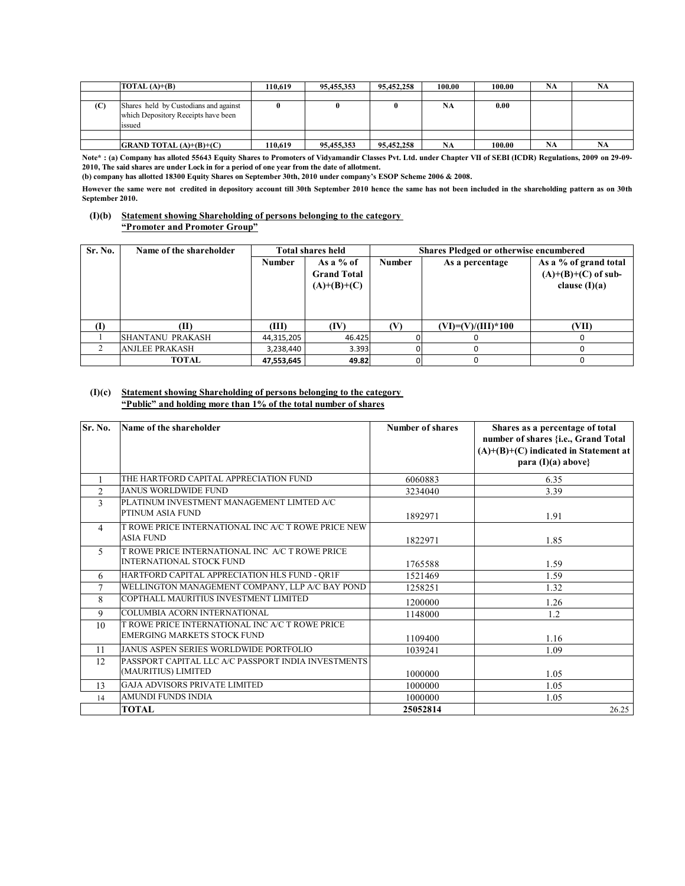| | | | | | | | | |
|---|---|---|---|---|---|---|---|---|
| | **TOTAL (A)+(B)** | **110,619** | **95,455,353** | **95,452,258** | **100.00** | **100.00** | **NA** | **NA** |
| | | | | | | | | |
| **(C)** | Shares held by Custodians and against which Depository Receipts have been issued | **0** | **0** | **0** | **NA** | **0.00** | | |
| | | | | | | | | |
| | **GRAND TOTAL (A)+(B)+(C)** | **110,619** | **95,455,353** | **95,452,258** | **NA** | **100.00** | **NA** | **NA** |

**Note* : (a) Company has alloted 55643 Equity Shares to Promoters of Vidyamandir Classes Pvt. Ltd. under Chapter VII of SEBI (ICDR) Regulations, 2009 on 29-09-2010, The said shares are under Lock in for a period of one year from the date of allotment.**
**(b) company has allotted 18300 Equity Shares on September 30th, 2010 under company's ESOP Scheme 2006 & 2008.**

**However the same were not credited in depository account till 30th September 2010 hence the same has not been included in the shareholding pattern as on 30th September 2010.**

## (I)(b) Statement showing Shareholding of persons belonging to the category "Promoter and Promoter Group"

| Sr. No. | Name of the shareholder | Total shares held | | Shares Pledged or otherwise encumbered | | |
|---|---|---|---|---|---|---|
| | | Number | As a % of Grand Total (A)+(B)+(C) | Number | As a percentage | As a % of grand total (A)+(B)+(C) of sub-clause (I)(a) |
| (I) | (II) | (III) | (IV) | (V) | (VI)=(V)/(III)*100 | (VII) |
| 1 | SHANTANU PRAKASH | 44,315,205 | 46.425 | 0 | 0 | 0 |
| 2 | ANJLEE PRAKASH | 3,238,440 | 3.393 | 0 | 0 | 0 |
| | **TOTAL** | **47,553,645** | **49.82** | 0 | 0 | 0 |

## (I)(c) Statement showing Shareholding of persons belonging to the category "Public" and holding more than 1% of the total number of shares

| Sr. No. | Name of the shareholder | Number of shares | Shares as a percentage of total number of shares {i.e., Grand Total (A)+(B)+(C) indicated in Statement at para (I)(a) above} |
|---|---|---|---|
| 1 | THE HARTFORD CAPITAL APPRECIATION FUND | 6060883 | 6.35 |
| 2 | JANUS WORLDWIDE FUND | 3234040 | 3.39 |
| 3 | PLATINUM INVESTMENT MANAGEMENT LIMTED A/C PTINUM ASIA FUND | 1892971 | 1.91 |
| 4 | T ROWE PRICE INTERNATIONAL INC A/C T ROWE PRICE NEW ASIA FUND | 1822971 | 1.85 |
| 5 | T ROWE PRICE INTERNATIONAL INC A/C T ROWE PRICE INTERNATIONAL STOCK FUND | 1765588 | 1.59 |
| 6 | HARTFORD CAPITAL APPRECIATION HLS FUND - QR1F | 1521469 | 1.59 |
| 7 | WELLINGTON MANAGEMENT COMPANY, LLP A/C BAY POND | 1258251 | 1.32 |
| 8 | COPTHALL MAURITIUS INVESTMENT LIMITED | 1200000 | 1.26 |
| 9 | COLUMBIA ACORN INTERNATIONAL | 1148000 | 1.2 |
| 10 | T ROWE PRICE INTERNATIONAL INC A/C T ROWE PRICE EMERGING MARKETS STOCK FUND | 1109400 | 1.16 |
| 11 | JANUS ASPEN SERIES WORLDWIDE PORTFOLIO | 1039241 | 1.09 |
| 12 | PASSPORT CAPITAL LLC A/C PASSPORT INDIA INVESTMENTS (MAURITIUS) LIMITED | 1000000 | 1.05 |
| 13 | GAJA ADVISORS PRIVATE LIMITED | 1000000 | 1.05 |
| 14 | AMUNDI FUNDS INDIA | 1000000 | 1.05 |
| | **TOTAL** | **25052814** | 26.25 |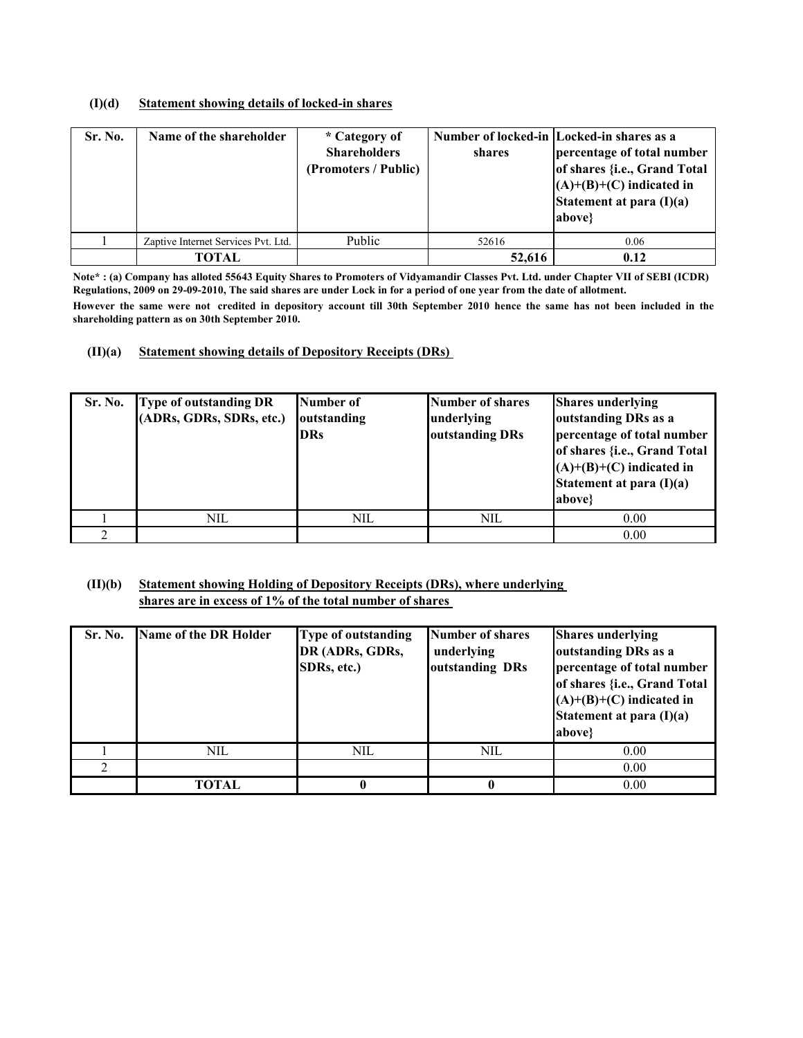**(I)(d) Statement showing details of locked-in shares**

| Sr. No. | Name of the shareholder | * Category of Shareholders (Promoters / Public) | Number of locked-in shares | Locked-in shares as a percentage of total number of shares {i.e., Grand Total (A)+(B)+(C) indicated in Statement at para (I)(a) above} |
|---|---|---|---|---|
| 1 | Zaptive Internet Services Pvt. Ltd. | Public | 52616 | 0.06 |
| | **TOTAL** | | **52,616** | **0.12** |

**Note* : (a) Company has alloted 55643 Equity Shares to Promoters of Vidyamandir Classes Pvt. Ltd. under Chapter VII of SEBI (ICDR) Regulations, 2009 on 29-09-2010, The said shares are under Lock in for a period of one year from the date of allotment.**

**However the same were not credited in depository account till 30th September 2010 hence the same has not been included in the shareholding pattern as on 30th September 2010.**

**(II)(a) Statement showing details of Depository Receipts (DRs)**

| Sr. No. | Type of outstanding DR (ADRs, GDRs, SDRs, etc.) | Number of outstanding DRs | Number of shares underlying outstanding DRs | Shares underlying outstanding DRs as a percentage of total number of shares {i.e., Grand Total (A)+(B)+(C) indicated in Statement at para (I)(a) above} |
|---|---|---|---|---|
| 1 | NIL | NIL | NIL | 0.00 |
| 2 | | | | 0.00 |

**(II)(b) Statement showing Holding of Depository Receipts (DRs), where underlying shares are in excess of 1% of the total number of shares**

| Sr. No. | Name of the DR Holder | Type of outstanding DR (ADRs, GDRs, SDRs, etc.) | Number of shares underlying outstanding DRs | Shares underlying outstanding DRs as a percentage of total number of shares {i.e., Grand Total (A)+(B)+(C) indicated in Statement at para (I)(a) above} |
|---|---|---|---|---|
| 1 | NIL | NIL | NIL | 0.00 |
| 2 | | | | 0.00 |
| | **TOTAL** | **0** | **0** | 0.00 |